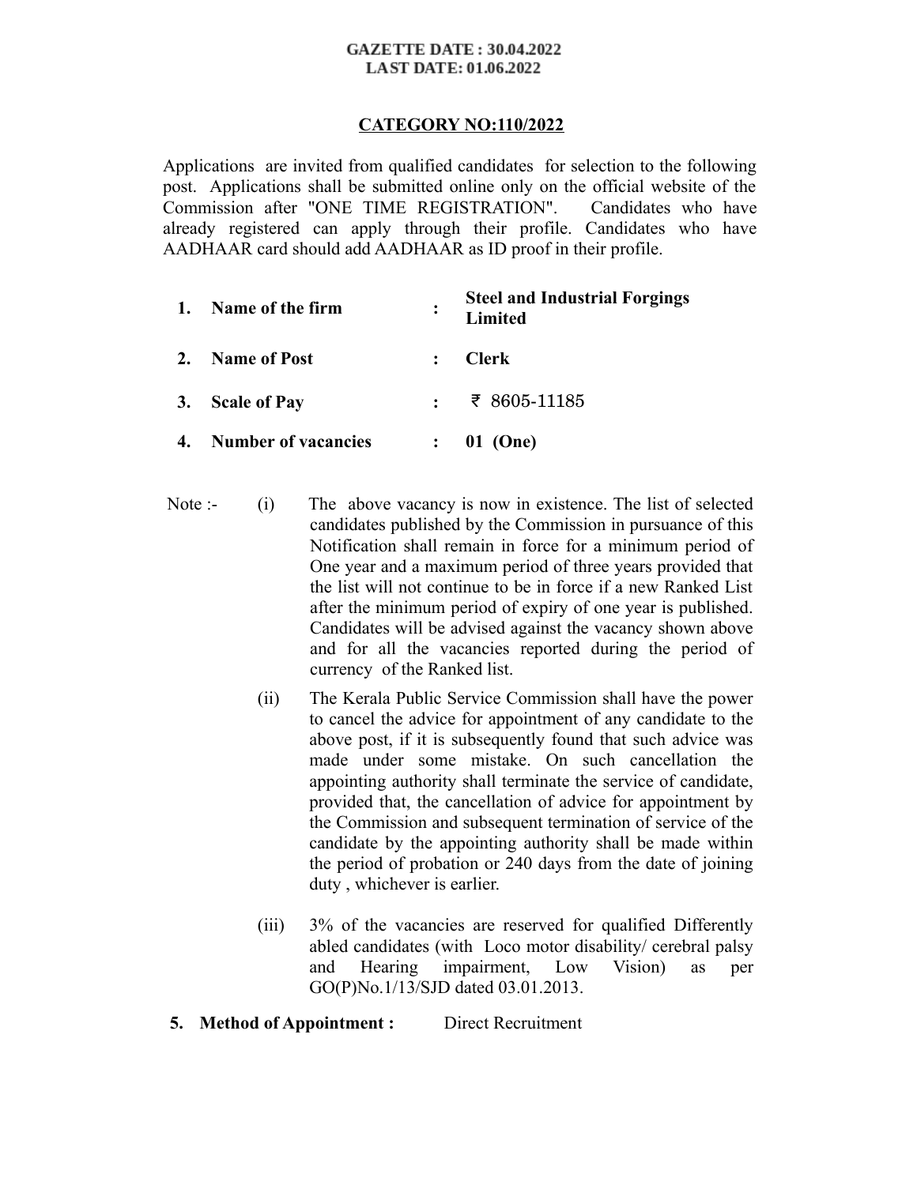**GAZETTE DATE : 30.04.2022**
**LAST DATE: 01.06.2022**

**CATEGORY NO:110/2022**

Applications are invited from qualified candidates for selection to the following post. Applications shall be submitted online only on the official website of the Commission after "ONE TIME REGISTRATION". Candidates who have already registered can apply through their profile. Candidates who have AADHAAR card should add AADHAAR as ID proof in their profile.

| | | | |
|---|---|---|---|
| **1.** | **Name of the firm** | **:** | **Steel and Industrial Forgings Limited** |
| **2.** | **Name of Post** | **:** | **Clerk** |
| **3.** | **Scale of Pay** | **:** | ₹ 8605-11185 |
| **4.** | **Number of vacancies** | **:** | **01 (One)** |

Note :-

(i) The above vacancy is now in existence. The list of selected candidates published by the Commission in pursuance of this Notification shall remain in force for a minimum period of One year and a maximum period of three years provided that the list will not continue to be in force if a new Ranked List after the minimum period of expiry of one year is published. Candidates will be advised against the vacancy shown above and for all the vacancies reported during the period of currency of the Ranked list.

(ii) The Kerala Public Service Commission shall have the power to cancel the advice for appointment of any candidate to the above post, if it is subsequently found that such advice was made under some mistake. On such cancellation the appointing authority shall terminate the service of candidate, provided that, the cancellation of advice for appointment by the Commission and subsequent termination of service of the candidate by the appointing authority shall be made within the period of probation or 240 days from the date of joining duty , whichever is earlier.

(iii) 3% of the vacancies are reserved for qualified Differently abled candidates (with Loco motor disability/ cerebral palsy and Hearing impairment, Low Vision) as per GO(P)No.1/13/SJD dated 03.01.2013.

**5. Method of Appointment :** Direct Recruitment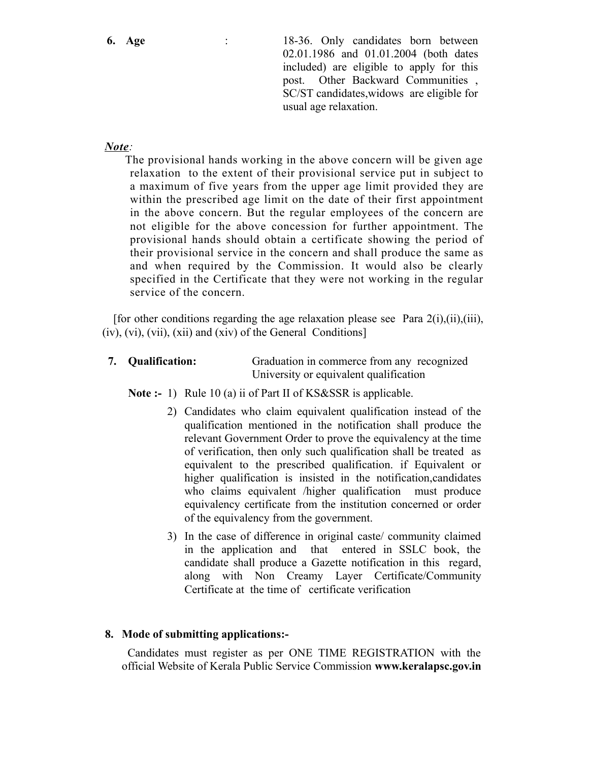**6. Age** : 18-36. Only candidates born between 02.01.1986 and 01.01.2004 (both dates included) are eligible to apply for this post. Other Backward Communities , SC/ST candidates,widows are eligible for usual age relaxation.

***Note**:*

The provisional hands working in the above concern will be given age relaxation to the extent of their provisional service put in subject to a maximum of five years from the upper age limit provided they are within the prescribed age limit on the date of their first appointment in the above concern. But the regular employees of the concern are not eligible for the above concession for further appointment. The provisional hands should obtain a certificate showing the period of their provisional service in the concern and shall produce the same as and when required by the Commission. It would also be clearly specified in the Certificate that they were not working in the regular service of the concern.

[for other conditions regarding the age relaxation please see Para 2(i),(ii),(iii), (iv), (vi), (vii), (xii) and (xiv) of the General Conditions]

**7. Qualification:** Graduation in commerce from any recognized University or equivalent qualification

**Note :-** 1) Rule 10 (a) ii of Part II of KS&SSR is applicable.

2) Candidates who claim equivalent qualification instead of the qualification mentioned in the notification shall produce the relevant Government Order to prove the equivalency at the time of verification, then only such qualification shall be treated as equivalent to the prescribed qualification. if Equivalent or higher qualification is insisted in the notification,candidates who claims equivalent /higher qualification must produce equivalency certificate from the institution concerned or order of the equivalency from the government.

3) In the case of difference in original caste/ community claimed in the application and that entered in SSLC book, the candidate shall produce a Gazette notification in this regard, along with Non Creamy Layer Certificate/Community Certificate at the time of certificate verification

**8. Mode of submitting applications:-**

Candidates must register as per ONE TIME REGISTRATION with the official Website of Kerala Public Service Commission **www.keralapsc.gov.in**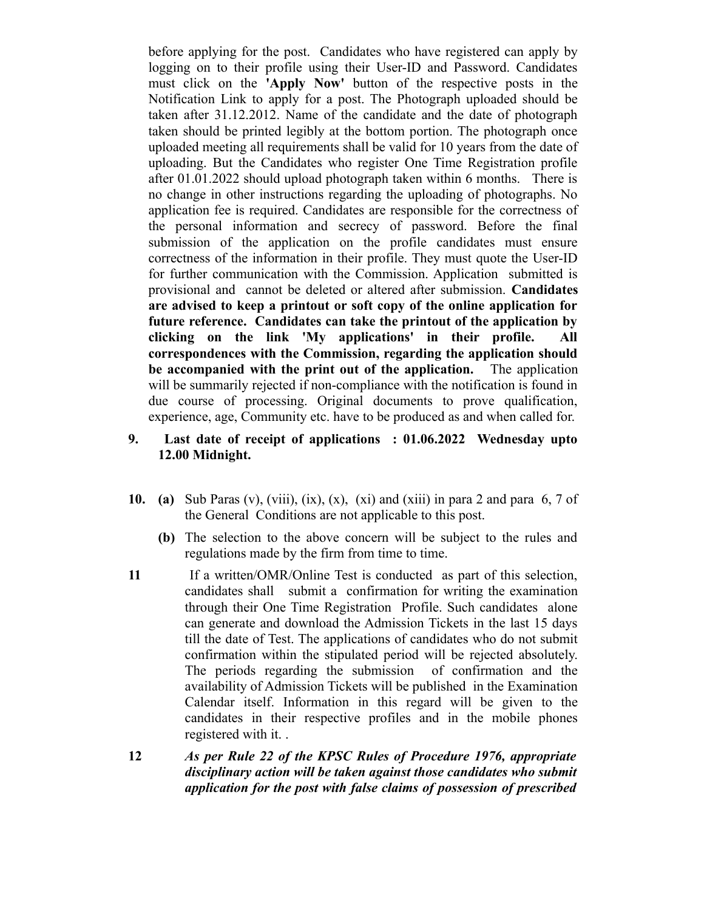before applying for the post. Candidates who have registered can apply by logging on to their profile using their User-ID and Password. Candidates must click on the **'Apply Now'** button of the respective posts in the Notification Link to apply for a post. The Photograph uploaded should be taken after 31.12.2012. Name of the candidate and the date of photograph taken should be printed legibly at the bottom portion. The photograph once uploaded meeting all requirements shall be valid for 10 years from the date of uploading. But the Candidates who register One Time Registration profile after 01.01.2022 should upload photograph taken within 6 months. There is no change in other instructions regarding the uploading of photographs. No application fee is required. Candidates are responsible for the correctness of the personal information and secrecy of password. Before the final submission of the application on the profile candidates must ensure correctness of the information in their profile. They must quote the User-ID for further communication with the Commission. Application submitted is provisional and cannot be deleted or altered after submission. **Candidates are advised to keep a printout or soft copy of the online application for future reference. Candidates can take the printout of the application by clicking on the link 'My applications' in their profile. All correspondences with the Commission, regarding the application should be accompanied with the print out of the application.** The application will be summarily rejected if non-compliance with the notification is found in due course of processing. Original documents to prove qualification, experience, age, Community etc. have to be produced as and when called for.

**9. Last date of receipt of applications : 01.06.2022 Wednesday upto 12.00 Midnight.**

**10. (a)** Sub Paras (v), (viii), (ix), (x), (xi) and (xiii) in para 2 and para 6, 7 of the General Conditions are not applicable to this post.

**(b)** The selection to the above concern will be subject to the rules and regulations made by the firm from time to time.

**11** If a written/OMR/Online Test is conducted as part of this selection, candidates shall submit a confirmation for writing the examination through their One Time Registration Profile. Such candidates alone can generate and download the Admission Tickets in the last 15 days till the date of Test. The applications of candidates who do not submit confirmation within the stipulated period will be rejected absolutely. The periods regarding the submission of confirmation and the availability of Admission Tickets will be published in the Examination Calendar itself. Information in this regard will be given to the candidates in their respective profiles and in the mobile phones registered with it. .

**12** ***As per Rule 22 of the KPSC Rules of Procedure 1976, appropriate disciplinary action will be taken against those candidates who submit application for the post with false claims of possession of prescribed***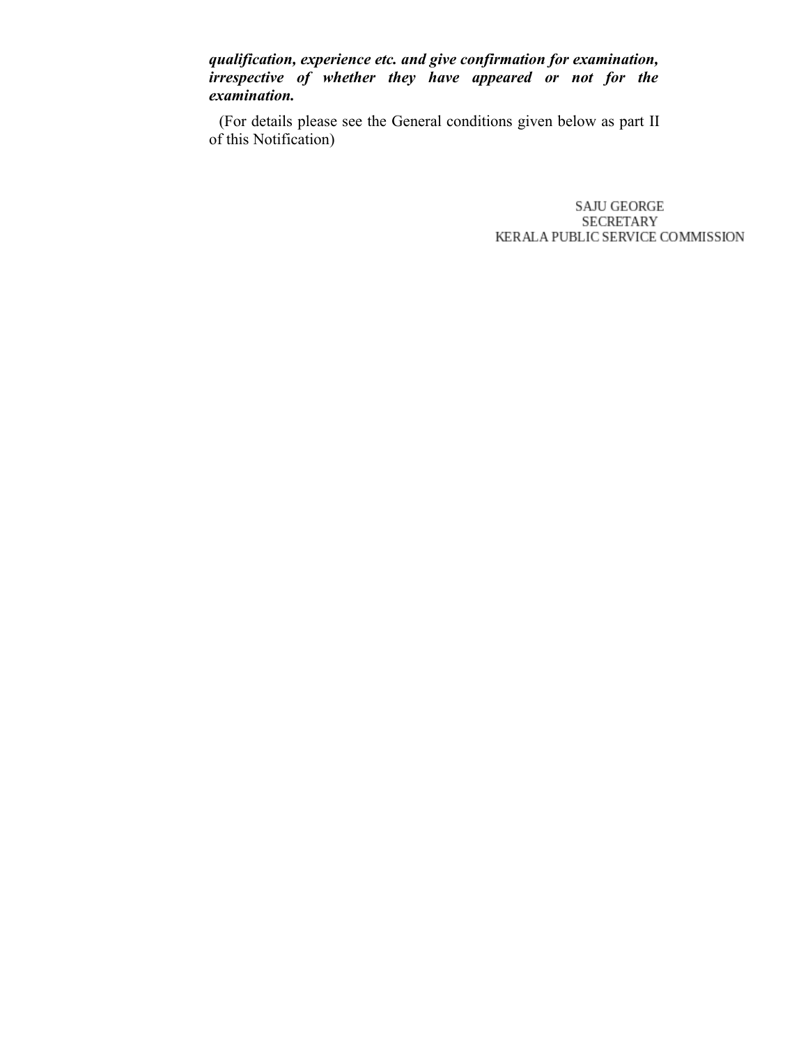***qualification, experience etc. and give confirmation for examination, irrespective of whether they have appeared or not for the examination.***

(For details please see the General conditions given below as part II of this Notification)

SAJU GEORGE
SECRETARY
KERALA PUBLIC SERVICE COMMISSION